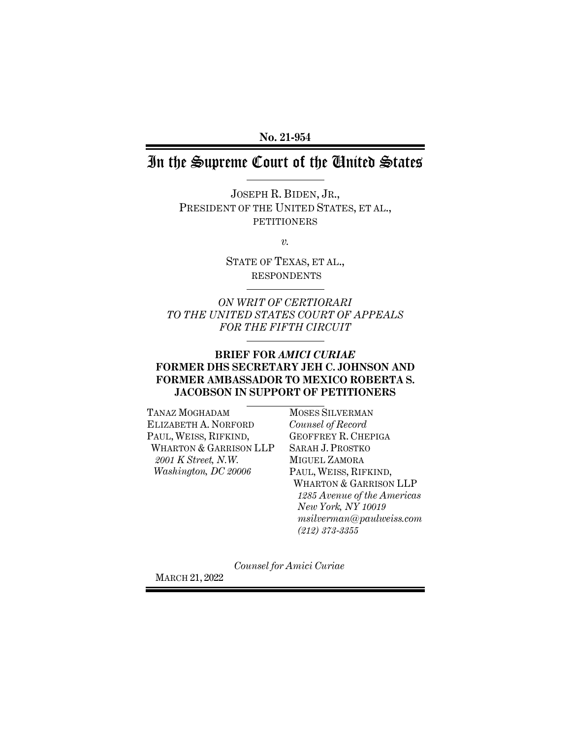**No. 21-954**

# In the Supreme Court of the United States

JOSEPH R. BIDEN, JR.,
PRESIDENT OF THE UNITED STATES, ET AL.,
PETITIONERS

*v.*

STATE OF TEXAS, ET AL.,
RESPONDENTS

*ON WRIT OF CERTIORARI
TO THE UNITED STATES COURT OF APPEALS
FOR THE FIFTH CIRCUIT*

**BRIEF FOR *AMICI CURIAE* FORMER DHS SECRETARY JEH C. JOHNSON AND FORMER AMBASSADOR TO MEXICO ROBERTA S. JACOBSON IN SUPPORT OF PETITIONERS**

TANAZ MOGHADAM
ELIZABETH A. NORFORD
PAUL, WEISS, RIFKIND, WHARTON & GARRISON LLP
*2001 K Street, N.W.*
*Washington, DC 20006*

MOSES SILVERMAN
*Counsel of Record*
GEOFFREY R. CHEPIGA
SARAH J. PROSTKO
MIGUEL ZAMORA
PAUL, WEISS, RIFKIND, WHARTON & GARRISON LLP
*1285 Avenue of the Americas*
*New York, NY 10019*
*msilverman@paulweiss.com*
*(212) 373-3355*

*Counsel for Amici Curiae*

MARCH 21, 2022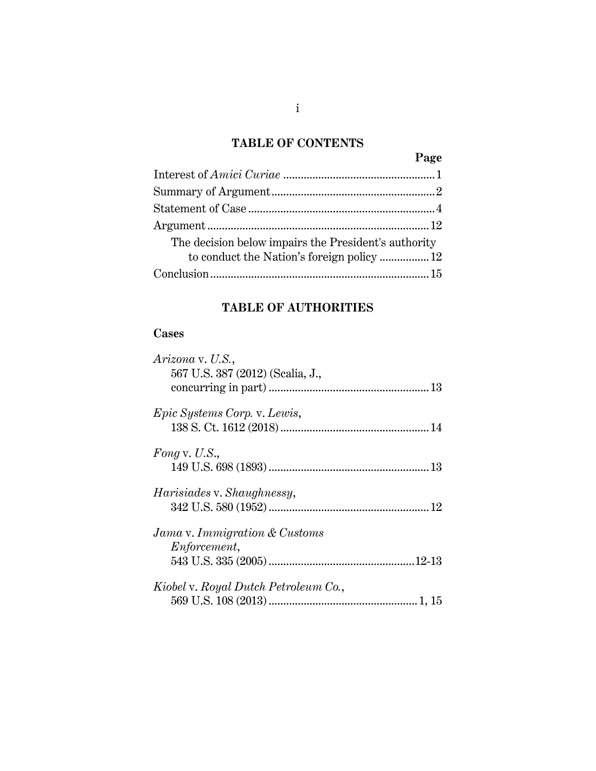## TABLE OF CONTENTS

| | Page |
|---|---|
| Interest of *Amici Curiae* | 1 |
| Summary of Argument | 2 |
| Statement of Case | 4 |
| Argument | 12 |
| The decision below impairs the President's authority to conduct the Nation's foreign policy | 12 |
| Conclusion | 15 |

## TABLE OF AUTHORITIES

### Cases

*Arizona* v. *U.S.*, 567 U.S. 387 (2012) (Scalia, J., concurring in part) ..... 13

*Epic Systems Corp.* v. *Lewis*, 138 S. Ct. 1612 (2018) ..... 14

*Fong* v. *U.S.*, 149 U.S. 698 (1893) ..... 13

*Harisiades* v. *Shaughnessy*, 342 U.S. 580 (1952) ..... 12

*Jama* v. *Immigration & Customs Enforcement*, 543 U.S. 335 (2005) ..... 12-13

*Kiobel* v. *Royal Dutch Petroleum Co.*, 569 U.S. 108 (2013) ..... 1, 15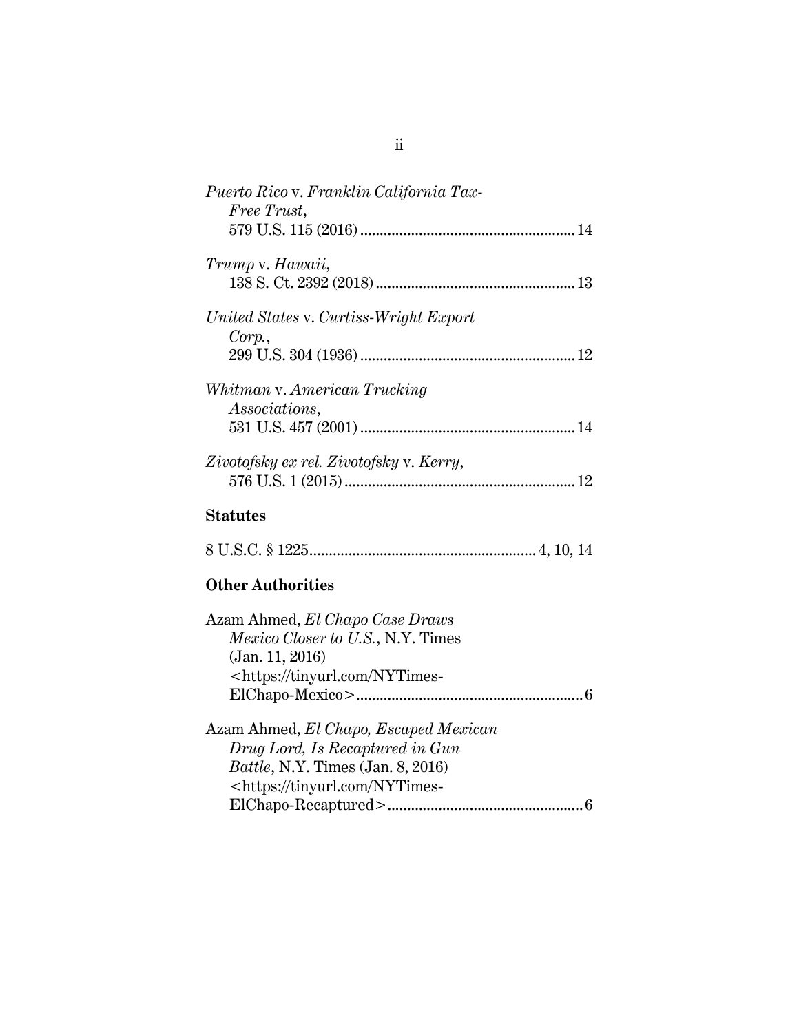*Puerto Rico* v. *Franklin California Tax-Free Trust*,
579 U.S. 115 (2016) ........................................................ 14

*Trump* v. *Hawaii*,
138 S. Ct. 2392 (2018) .................................................. 13

*United States* v. *Curtiss-Wright Export Corp.*,
299 U.S. 304 (1936) ........................................................ 12

*Whitman* v. *American Trucking Associations*,
531 U.S. 457 (2001) ........................................................ 14

*Zivotofsky ex rel. Zivotofsky* v. *Kerry*,
576 U.S. 1 (2015) ............................................................ 12

**Statutes**

8 U.S.C. § 1225 ........................................................ 4, 10, 14

**Other Authorities**

Azam Ahmed, *El Chapo Case Draws Mexico Closer to U.S.*, N.Y. Times (Jan. 11, 2016) <https://tinyurl.com/NYTimes-ElChapo-Mexico> ........................................................ 6

Azam Ahmed, *El Chapo, Escaped Mexican Drug Lord, Is Recaptured in Gun Battle*, N.Y. Times (Jan. 8, 2016) <https://tinyurl.com/NYTimes-ElChapo-Recaptured> ................................................ 6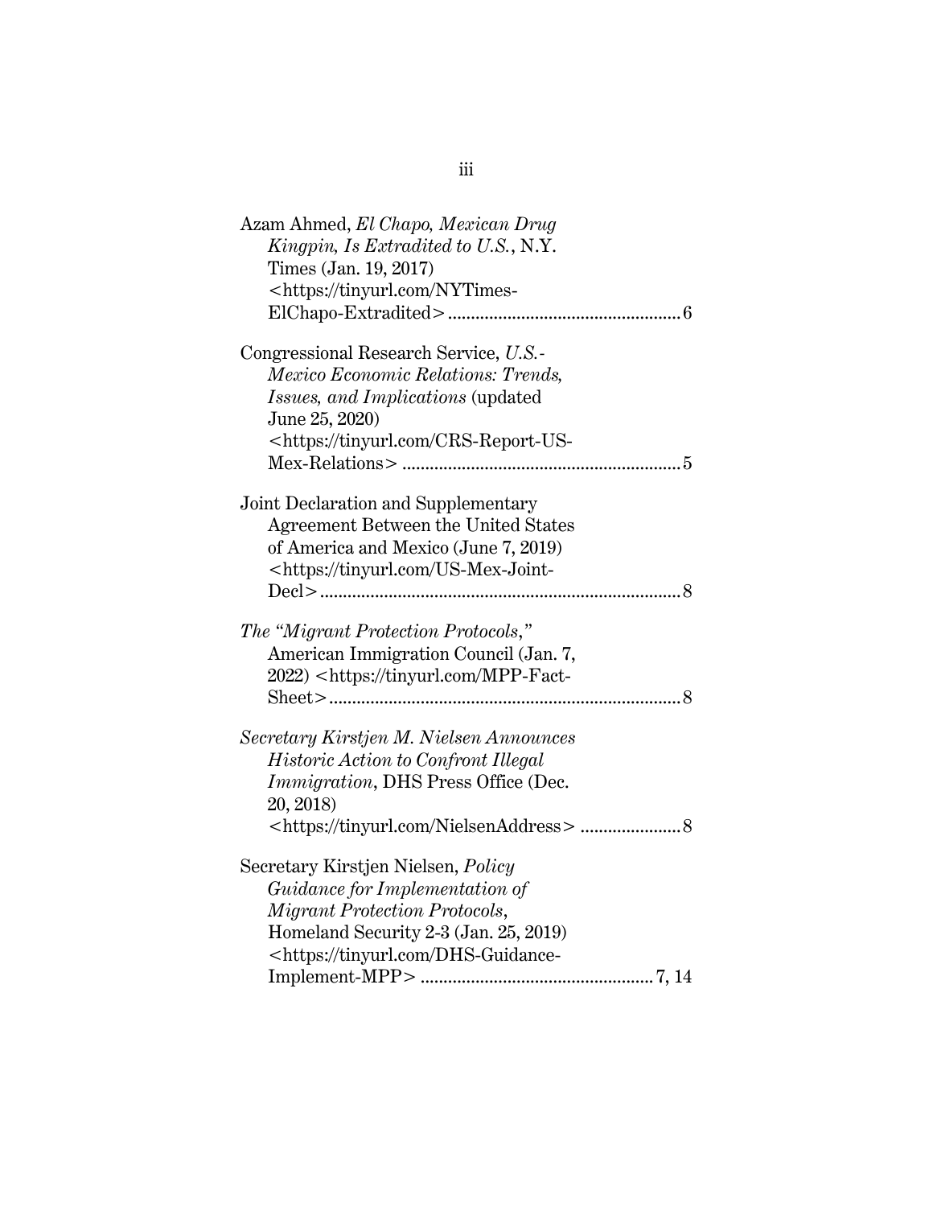Azam Ahmed, *El Chapo, Mexican Drug Kingpin, Is Extradited to U.S.*, N.Y. Times (Jan. 19, 2017) <https://tinyurl.com/NYTimes-ElChapo-Extradited> .................................................. 6

Congressional Research Service, *U.S.-Mexico Economic Relations: Trends, Issues, and Implications* (updated June 25, 2020) <https://tinyurl.com/CRS-Report-US-Mex-Relations> ............................................................ 5

Joint Declaration and Supplementary Agreement Between the United States of America and Mexico (June 7, 2019) <https://tinyurl.com/US-Mex-Joint-Decl> .............................................................................. 8

*The "Migrant Protection Protocols,"* American Immigration Council (Jan. 7, 2022) <https://tinyurl.com/MPP-Fact-Sheet> ........................................................................... 8

*Secretary Kirstjen M. Nielsen Announces Historic Action to Confront Illegal Immigration*, DHS Press Office (Dec. 20, 2018) <https://tinyurl.com/NielsenAddress> ...................... 8

Secretary Kirstjen Nielsen, *Policy Guidance for Implementation of Migrant Protection Protocols*, Homeland Security 2-3 (Jan. 25, 2019) <https://tinyurl.com/DHS-Guidance-Implement-MPP> .................................................. 7, 14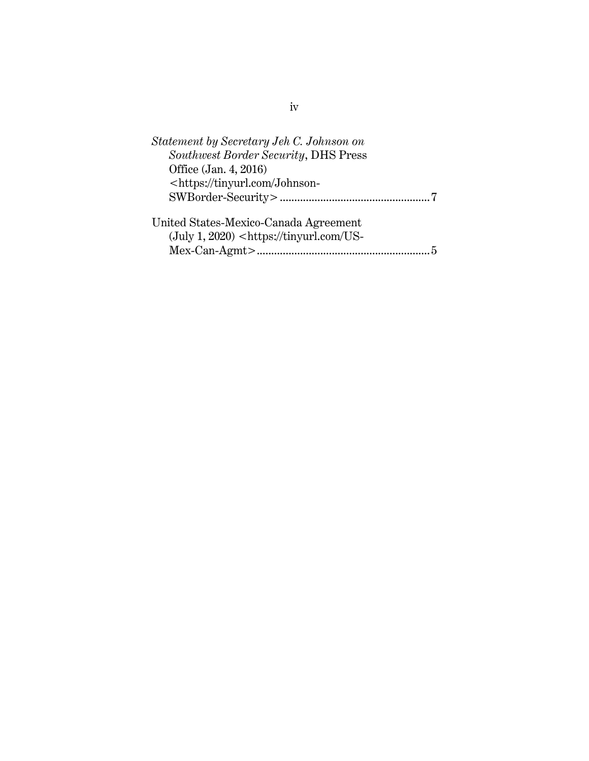*Statement by Secretary Jeh C. Johnson on Southwest Border Security*, DHS Press Office (Jan. 4, 2016) <https://tinyurl.com/Johnson-SWBorder-Security> .................................................. 7

United States-Mexico-Canada Agreement (July 1, 2020) <https://tinyurl.com/US-Mex-Can-Agmt> .......................................................... 5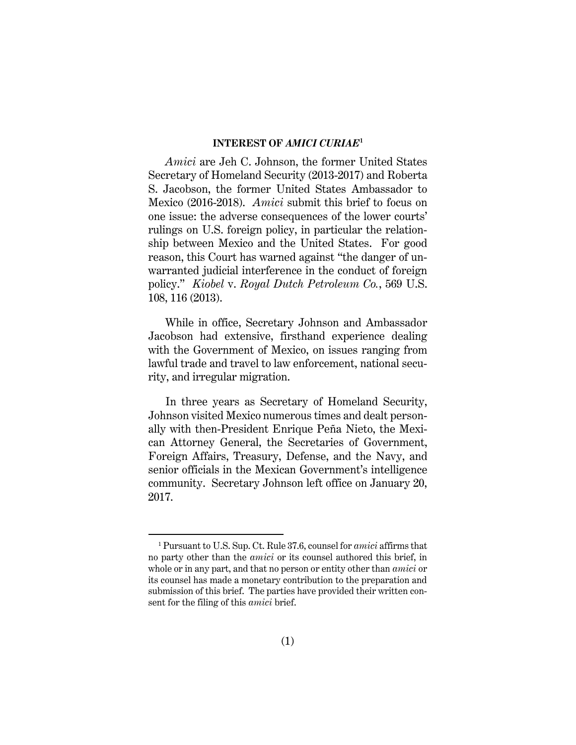## INTEREST OF *AMICI CURIAE*[1]

*Amici* are Jeh C. Johnson, the former United States Secretary of Homeland Security (2013-2017) and Roberta S. Jacobson, the former United States Ambassador to Mexico (2016-2018). *Amici* submit this brief to focus on one issue: the adverse consequences of the lower courts' rulings on U.S. foreign policy, in particular the relationship between Mexico and the United States. For good reason, this Court has warned against "the danger of unwarranted judicial interference in the conduct of foreign policy." *Kiobel* v. *Royal Dutch Petroleum Co.*, 569 U.S. 108, 116 (2013).

While in office, Secretary Johnson and Ambassador Jacobson had extensive, firsthand experience dealing with the Government of Mexico, on issues ranging from lawful trade and travel to law enforcement, national security, and irregular migration.

In three years as Secretary of Homeland Security, Johnson visited Mexico numerous times and dealt personally with then-President Enrique Peña Nieto, the Mexican Attorney General, the Secretaries of Government, Foreign Affairs, Treasury, Defense, and the Navy, and senior officials in the Mexican Government's intelligence community. Secretary Johnson left office on January 20, 2017.

---

[1] Pursuant to U.S. Sup. Ct. Rule 37.6, counsel for *amici* affirms that no party other than the *amici* or its counsel authored this brief, in whole or in any part, and that no person or entity other than *amici* or its counsel has made a monetary contribution to the preparation and submission of this brief. The parties have provided their written consent for the filing of this *amici* brief.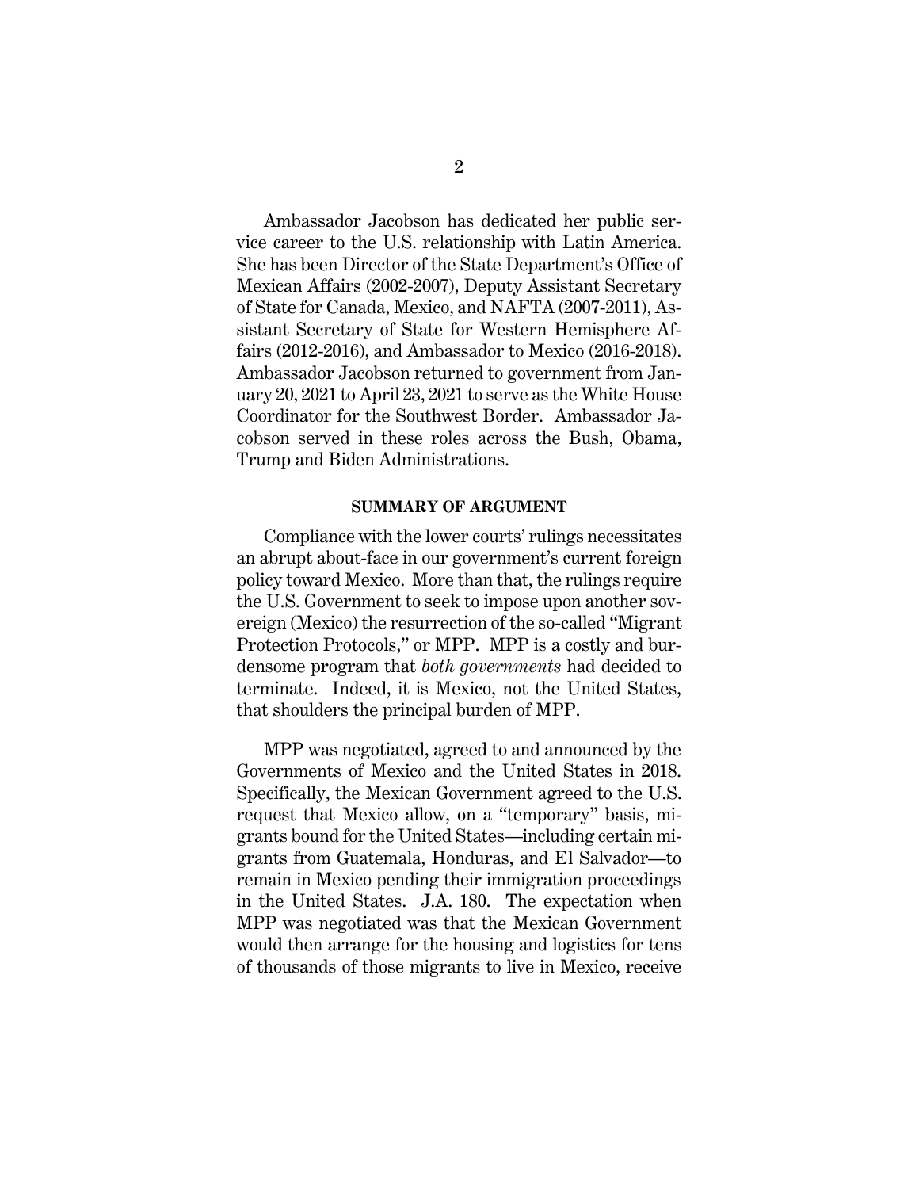Ambassador Jacobson has dedicated her public service career to the U.S. relationship with Latin America. She has been Director of the State Department's Office of Mexican Affairs (2002-2007), Deputy Assistant Secretary of State for Canada, Mexico, and NAFTA (2007-2011), Assistant Secretary of State for Western Hemisphere Affairs (2012-2016), and Ambassador to Mexico (2016-2018). Ambassador Jacobson returned to government from January 20, 2021 to April 23, 2021 to serve as the White House Coordinator for the Southwest Border. Ambassador Jacobson served in these roles across the Bush, Obama, Trump and Biden Administrations.

## SUMMARY OF ARGUMENT

Compliance with the lower courts' rulings necessitates an abrupt about-face in our government's current foreign policy toward Mexico. More than that, the rulings require the U.S. Government to seek to impose upon another sovereign (Mexico) the resurrection of the so-called "Migrant Protection Protocols," or MPP. MPP is a costly and burdensome program that *both governments* had decided to terminate. Indeed, it is Mexico, not the United States, that shoulders the principal burden of MPP.

MPP was negotiated, agreed to and announced by the Governments of Mexico and the United States in 2018. Specifically, the Mexican Government agreed to the U.S. request that Mexico allow, on a "temporary" basis, migrants bound for the United States—including certain migrants from Guatemala, Honduras, and El Salvador—to remain in Mexico pending their immigration proceedings in the United States. J.A. 180. The expectation when MPP was negotiated was that the Mexican Government would then arrange for the housing and logistics for tens of thousands of those migrants to live in Mexico, receive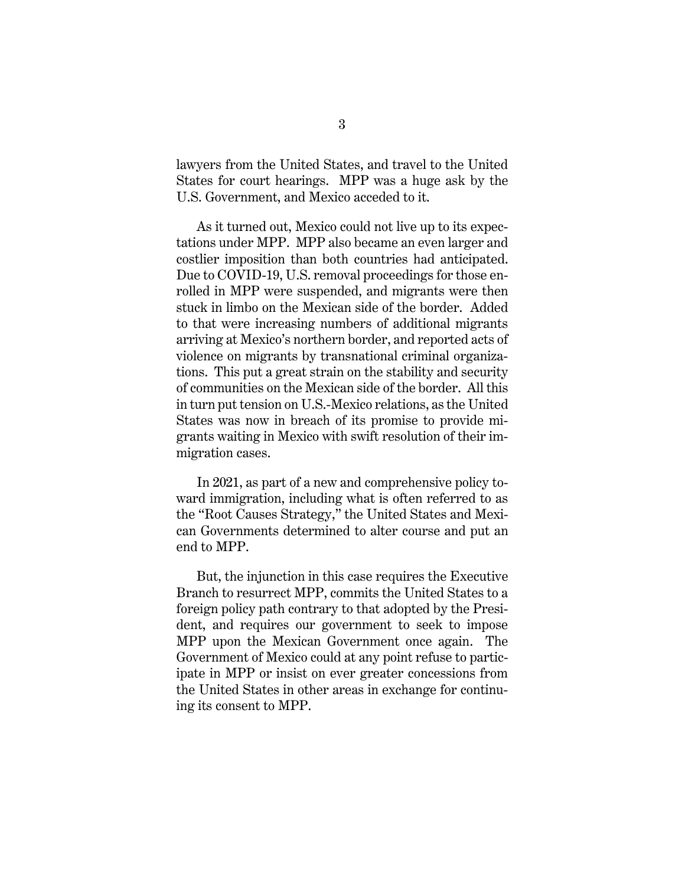lawyers from the United States, and travel to the United States for court hearings. MPP was a huge ask by the U.S. Government, and Mexico acceded to it.

As it turned out, Mexico could not live up to its expectations under MPP. MPP also became an even larger and costlier imposition than both countries had anticipated. Due to COVID-19, U.S. removal proceedings for those enrolled in MPP were suspended, and migrants were then stuck in limbo on the Mexican side of the border. Added to that were increasing numbers of additional migrants arriving at Mexico's northern border, and reported acts of violence on migrants by transnational criminal organizations. This put a great strain on the stability and security of communities on the Mexican side of the border. All this in turn put tension on U.S.-Mexico relations, as the United States was now in breach of its promise to provide migrants waiting in Mexico with swift resolution of their immigration cases.

In 2021, as part of a new and comprehensive policy toward immigration, including what is often referred to as the "Root Causes Strategy," the United States and Mexican Governments determined to alter course and put an end to MPP.

But, the injunction in this case requires the Executive Branch to resurrect MPP, commits the United States to a foreign policy path contrary to that adopted by the President, and requires our government to seek to impose MPP upon the Mexican Government once again. The Government of Mexico could at any point refuse to participate in MPP or insist on ever greater concessions from the United States in other areas in exchange for continuing its consent to MPP.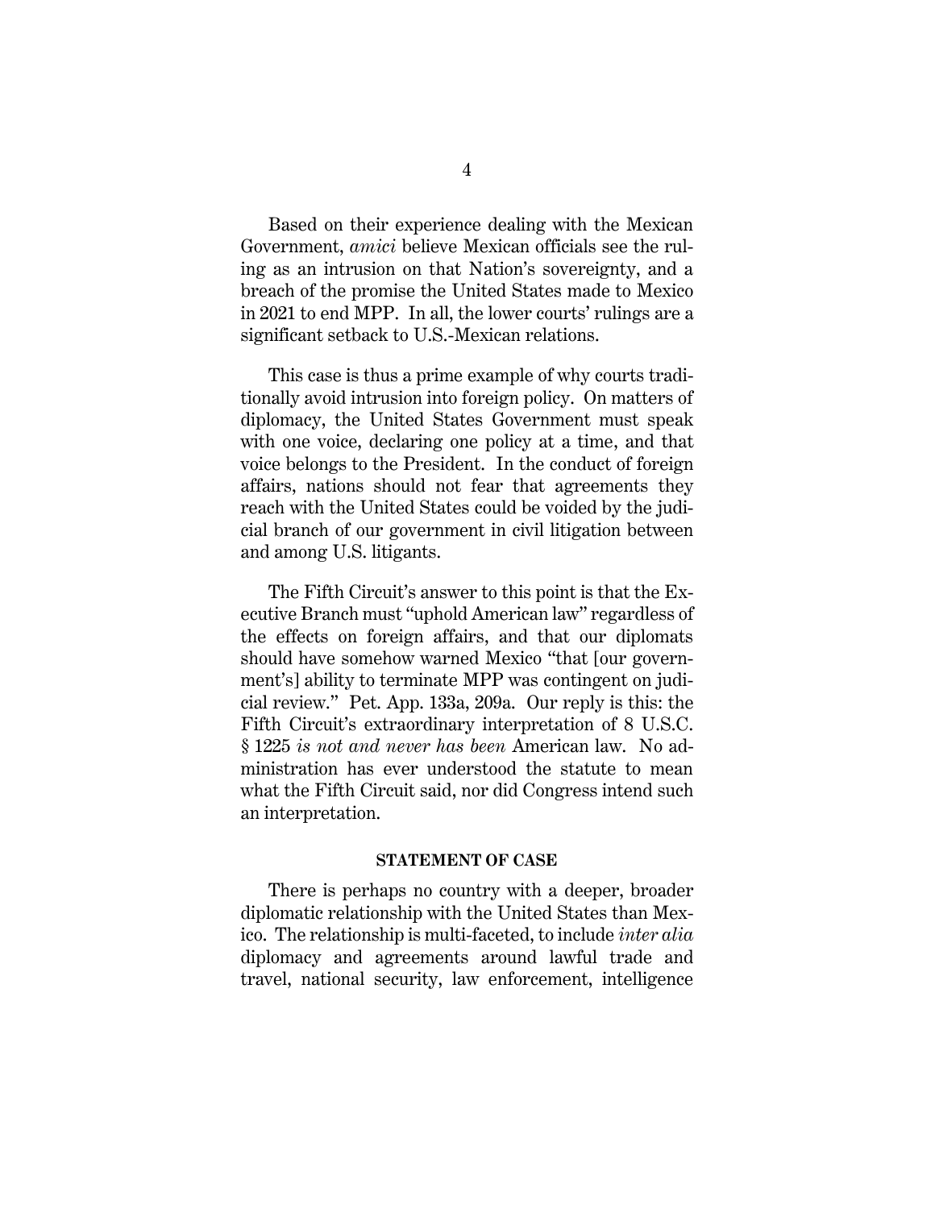Based on their experience dealing with the Mexican Government, *amici* believe Mexican officials see the ruling as an intrusion on that Nation's sovereignty, and a breach of the promise the United States made to Mexico in 2021 to end MPP. In all, the lower courts' rulings are a significant setback to U.S.-Mexican relations.

This case is thus a prime example of why courts traditionally avoid intrusion into foreign policy. On matters of diplomacy, the United States Government must speak with one voice, declaring one policy at a time, and that voice belongs to the President. In the conduct of foreign affairs, nations should not fear that agreements they reach with the United States could be voided by the judicial branch of our government in civil litigation between and among U.S. litigants.

The Fifth Circuit's answer to this point is that the Executive Branch must "uphold American law" regardless of the effects on foreign affairs, and that our diplomats should have somehow warned Mexico "that [our government's] ability to terminate MPP was contingent on judicial review." Pet. App. 133a, 209a. Our reply is this: the Fifth Circuit's extraordinary interpretation of 8 U.S.C. § 1225 *is not and never has been* American law. No administration has ever understood the statute to mean what the Fifth Circuit said, nor did Congress intend such an interpretation.

## STATEMENT OF CASE

There is perhaps no country with a deeper, broader diplomatic relationship with the United States than Mexico. The relationship is multi-faceted, to include *inter alia* diplomacy and agreements around lawful trade and travel, national security, law enforcement, intelligence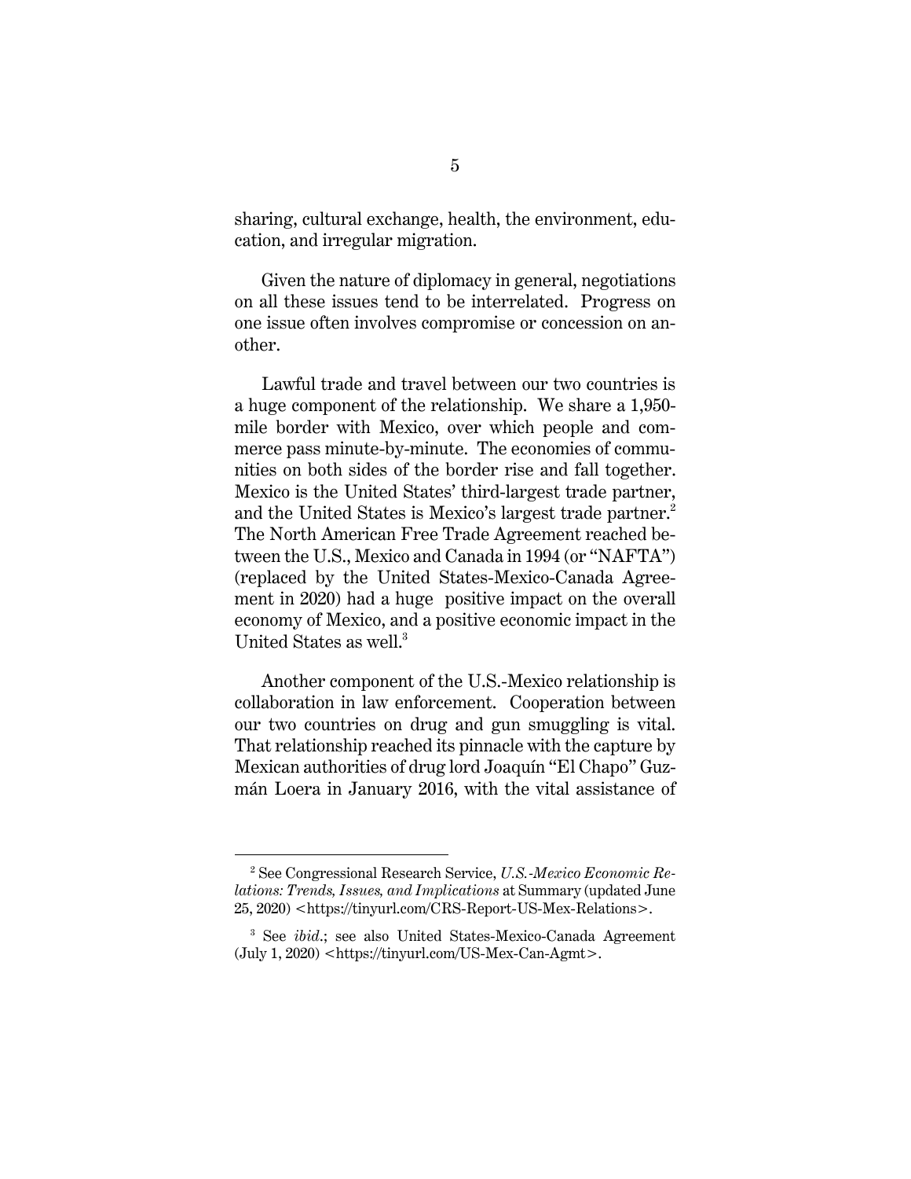sharing, cultural exchange, health, the environment, education, and irregular migration.

Given the nature of diplomacy in general, negotiations on all these issues tend to be interrelated. Progress on one issue often involves compromise or concession on another.

Lawful trade and travel between our two countries is a huge component of the relationship. We share a 1,950-mile border with Mexico, over which people and commerce pass minute-by-minute. The economies of communities on both sides of the border rise and fall together. Mexico is the United States' third-largest trade partner, and the United States is Mexico's largest trade partner.[2] The North American Free Trade Agreement reached between the U.S., Mexico and Canada in 1994 (or "NAFTA") (replaced by the United States-Mexico-Canada Agreement in 2020) had a huge positive impact on the overall economy of Mexico, and a positive economic impact in the United States as well.[3]

Another component of the U.S.-Mexico relationship is collaboration in law enforcement. Cooperation between our two countries on drug and gun smuggling is vital. That relationship reached its pinnacle with the capture by Mexican authorities of drug lord Joaquín "El Chapo" Guzmán Loera in January 2016, with the vital assistance of

---

[2] See Congressional Research Service, *U.S.-Mexico Economic Relations: Trends, Issues, and Implications* at Summary (updated June 25, 2020) <https://tinyurl.com/CRS-Report-US-Mex-Relations>.

[3] See *ibid*.; see also United States-Mexico-Canada Agreement (July 1, 2020) <https://tinyurl.com/US-Mex-Can-Agmt>.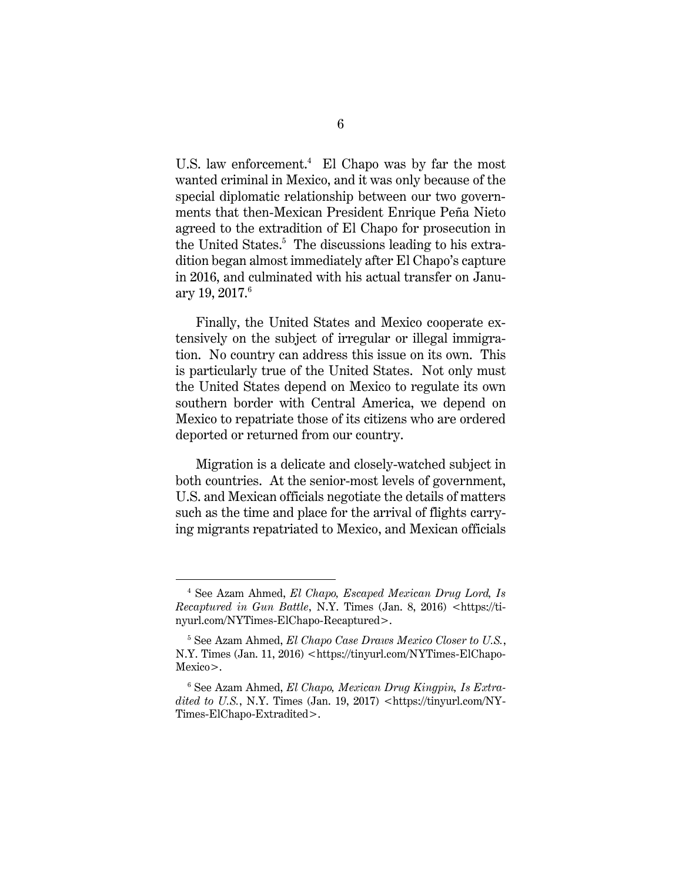U.S. law enforcement.[4] El Chapo was by far the most wanted criminal in Mexico, and it was only because of the special diplomatic relationship between our two governments that then-Mexican President Enrique Peña Nieto agreed to the extradition of El Chapo for prosecution in the United States.[5] The discussions leading to his extradition began almost immediately after El Chapo's capture in 2016, and culminated with his actual transfer on January 19, 2017.[6]

Finally, the United States and Mexico cooperate extensively on the subject of irregular or illegal immigration. No country can address this issue on its own. This is particularly true of the United States. Not only must the United States depend on Mexico to regulate its own southern border with Central America, we depend on Mexico to repatriate those of its citizens who are ordered deported or returned from our country.

Migration is a delicate and closely-watched subject in both countries. At the senior-most levels of government, U.S. and Mexican officials negotiate the details of matters such as the time and place for the arrival of flights carrying migrants repatriated to Mexico, and Mexican officials

---

[4] See Azam Ahmed, *El Chapo, Escaped Mexican Drug Lord, Is Recaptured in Gun Battle*, N.Y. Times (Jan. 8, 2016) <https://tinyurl.com/NYTimes-ElChapo-Recaptured>.

[5] See Azam Ahmed, *El Chapo Case Draws Mexico Closer to U.S.*, N.Y. Times (Jan. 11, 2016) <https://tinyurl.com/NYTimes-ElChapo-Mexico>.

[6] See Azam Ahmed, *El Chapo, Mexican Drug Kingpin, Is Extradited to U.S.*, N.Y. Times (Jan. 19, 2017) <https://tinyurl.com/NYTimes-ElChapo-Extradited>.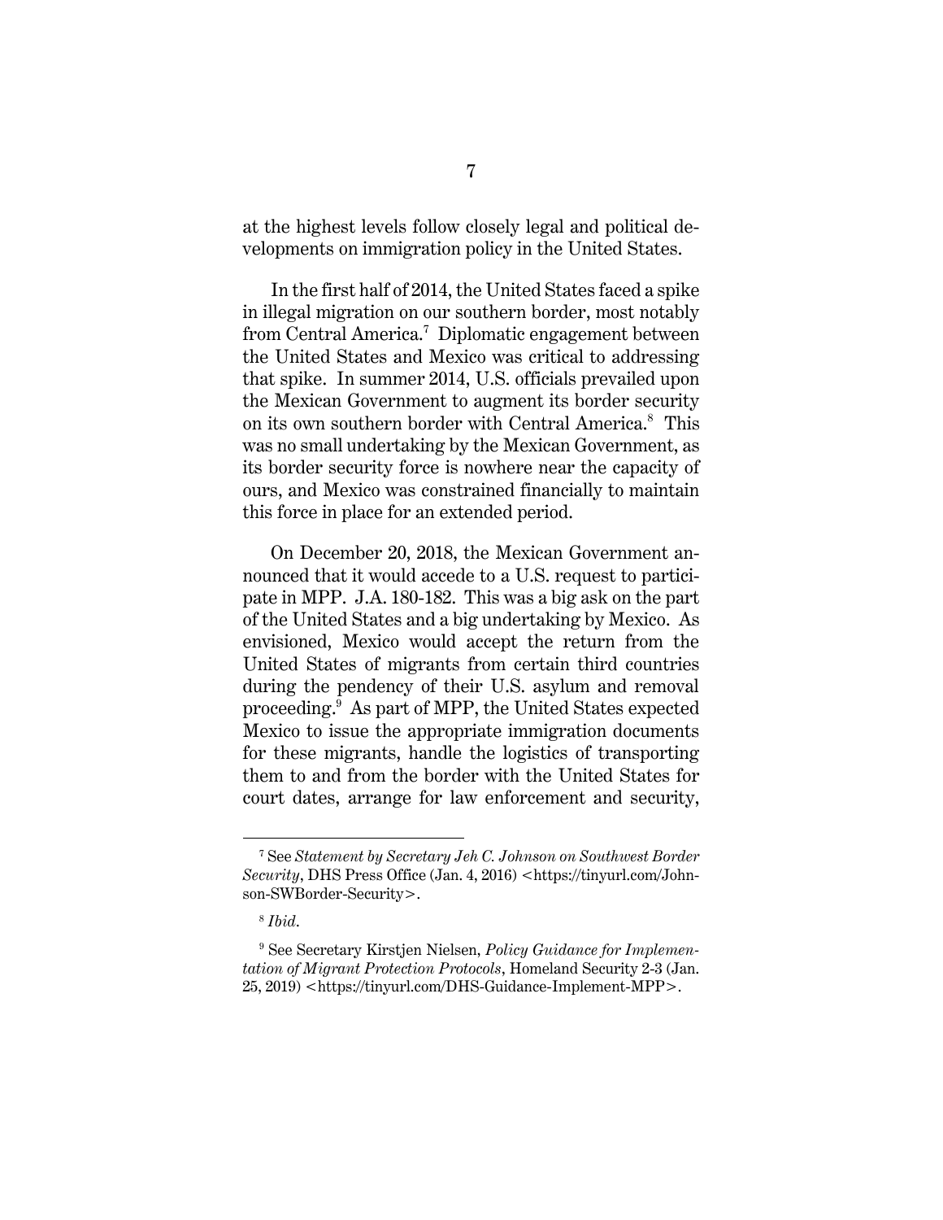at the highest levels follow closely legal and political developments on immigration policy in the United States.

In the first half of 2014, the United States faced a spike in illegal migration on our southern border, most notably from Central America.[7] Diplomatic engagement between the United States and Mexico was critical to addressing that spike. In summer 2014, U.S. officials prevailed upon the Mexican Government to augment its border security on its own southern border with Central America.[8] This was no small undertaking by the Mexican Government, as its border security force is nowhere near the capacity of ours, and Mexico was constrained financially to maintain this force in place for an extended period.

On December 20, 2018, the Mexican Government announced that it would accede to a U.S. request to participate in MPP. J.A. 180-182. This was a big ask on the part of the United States and a big undertaking by Mexico. As envisioned, Mexico would accept the return from the United States of migrants from certain third countries during the pendency of their U.S. asylum and removal proceeding.[9] As part of MPP, the United States expected Mexico to issue the appropriate immigration documents for these migrants, handle the logistics of transporting them to and from the border with the United States for court dates, arrange for law enforcement and security,

---

[7] See *Statement by Secretary Jeh C. Johnson on Southwest Border Security*, DHS Press Office (Jan. 4, 2016) <https://tinyurl.com/Johnson-SWBorder-Security>.

[8] *Ibid.*

[9] See Secretary Kirstjen Nielsen, *Policy Guidance for Implementation of Migrant Protection Protocols*, Homeland Security 2-3 (Jan. 25, 2019) <https://tinyurl.com/DHS-Guidance-Implement-MPP>.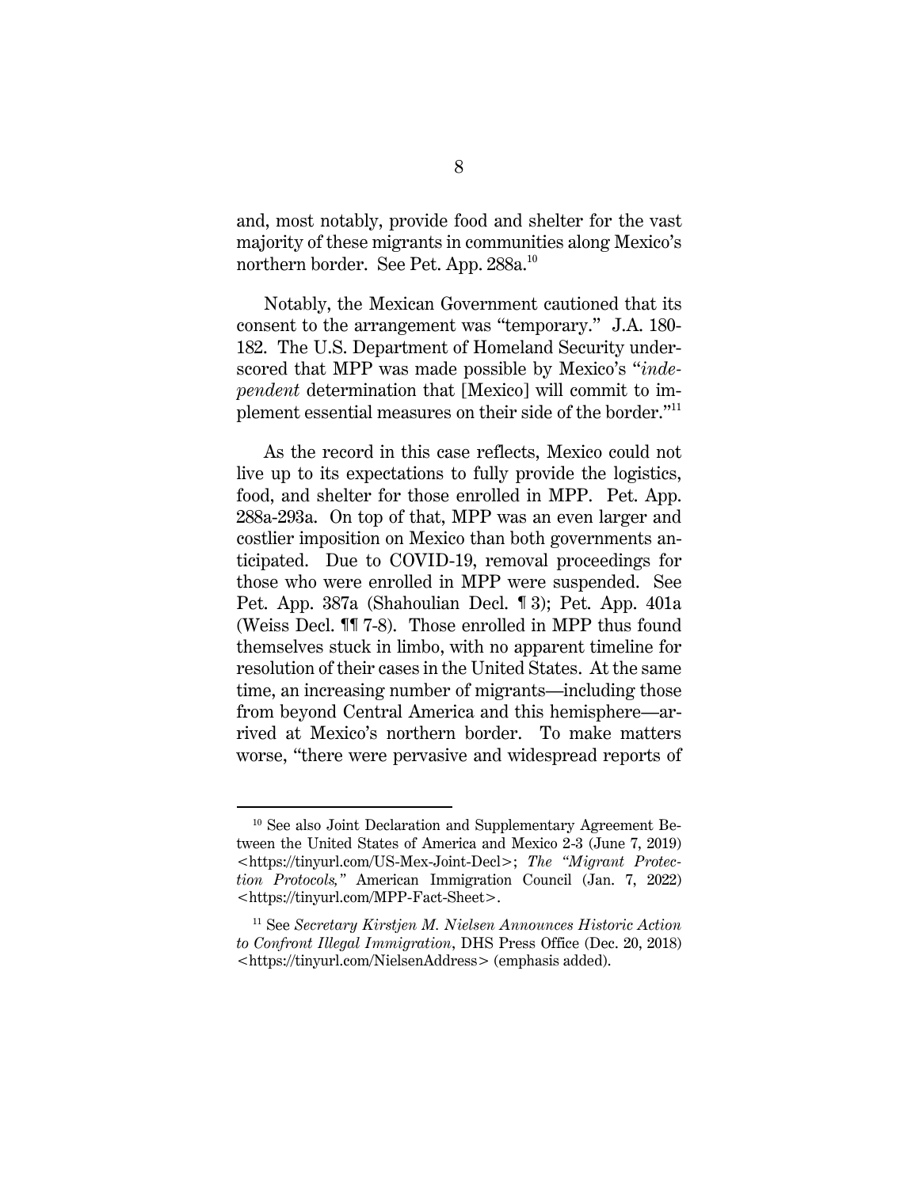and, most notably, provide food and shelter for the vast majority of these migrants in communities along Mexico's northern border. See Pet. App. 288a.[10]

Notably, the Mexican Government cautioned that its consent to the arrangement was "temporary." J.A. 180-182. The U.S. Department of Homeland Security underscored that MPP was made possible by Mexico's "*independent* determination that [Mexico] will commit to implement essential measures on their side of the border."[11]

As the record in this case reflects, Mexico could not live up to its expectations to fully provide the logistics, food, and shelter for those enrolled in MPP. Pet. App. 288a-293a. On top of that, MPP was an even larger and costlier imposition on Mexico than both governments anticipated. Due to COVID-19, removal proceedings for those who were enrolled in MPP were suspended. See Pet. App. 387a (Shahoulian Decl. ¶ 3); Pet. App. 401a (Weiss Decl. ¶¶ 7-8). Those enrolled in MPP thus found themselves stuck in limbo, with no apparent timeline for resolution of their cases in the United States. At the same time, an increasing number of migrants—including those from beyond Central America and this hemisphere—arrived at Mexico's northern border. To make matters worse, "there were pervasive and widespread reports of

---

[10] See also Joint Declaration and Supplementary Agreement Between the United States of America and Mexico 2-3 (June 7, 2019) <https://tinyurl.com/US-Mex-Joint-Decl>; *The "Migrant Protection Protocols,"* American Immigration Council (Jan. 7, 2022) <https://tinyurl.com/MPP-Fact-Sheet>.

[11] See *Secretary Kirstjen M. Nielsen Announces Historic Action to Confront Illegal Immigration*, DHS Press Office (Dec. 20, 2018) <https://tinyurl.com/NielsenAddress> (emphasis added).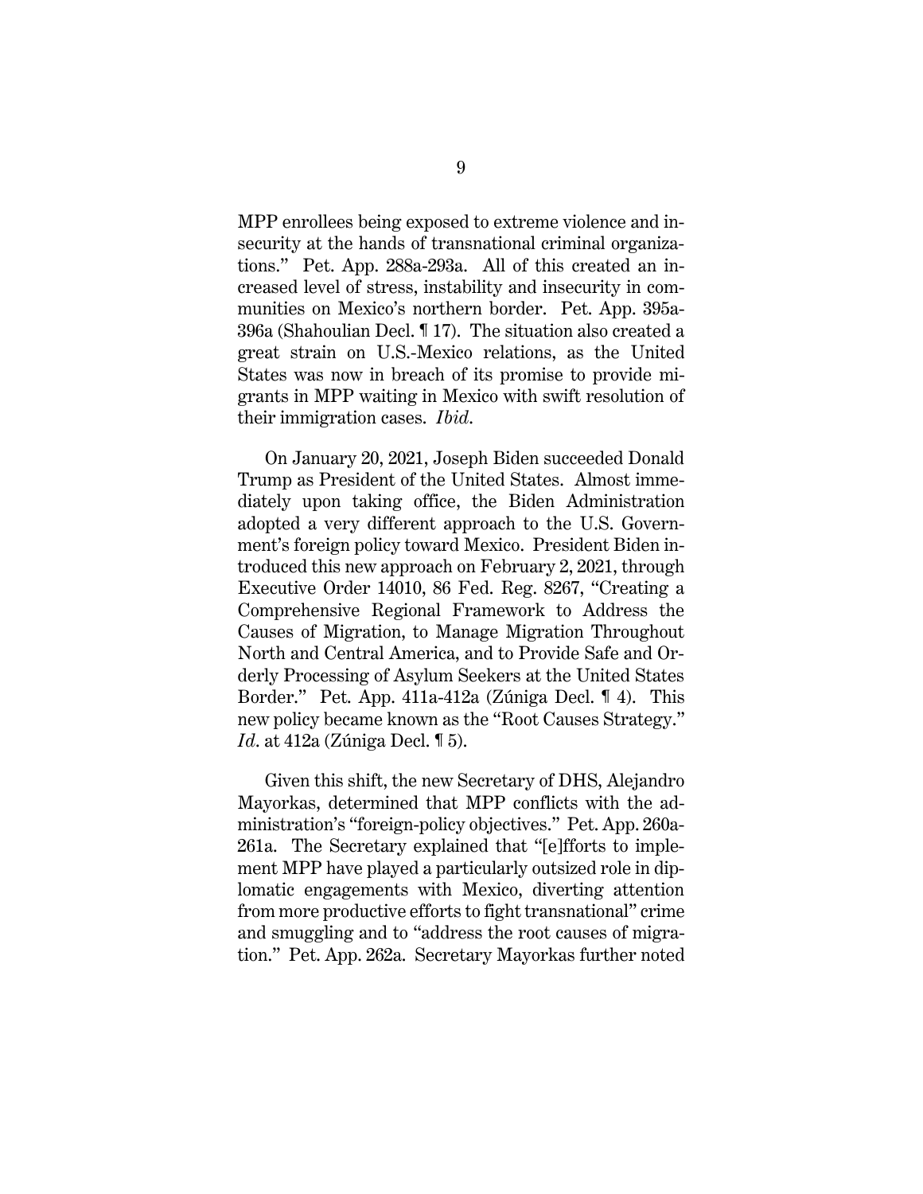MPP enrollees being exposed to extreme violence and insecurity at the hands of transnational criminal organizations." Pet. App. 288a-293a. All of this created an increased level of stress, instability and insecurity in communities on Mexico's northern border. Pet. App. 395a-396a (Shahoulian Decl. ¶ 17). The situation also created a great strain on U.S.-Mexico relations, as the United States was now in breach of its promise to provide migrants in MPP waiting in Mexico with swift resolution of their immigration cases. *Ibid.*

On January 20, 2021, Joseph Biden succeeded Donald Trump as President of the United States. Almost immediately upon taking office, the Biden Administration adopted a very different approach to the U.S. Government's foreign policy toward Mexico. President Biden introduced this new approach on February 2, 2021, through Executive Order 14010, 86 Fed. Reg. 8267, "Creating a Comprehensive Regional Framework to Address the Causes of Migration, to Manage Migration Throughout North and Central America, and to Provide Safe and Orderly Processing of Asylum Seekers at the United States Border." Pet. App. 411a-412a (Zúniga Decl. ¶ 4). This new policy became known as the "Root Causes Strategy." *Id.* at 412a (Zúniga Decl. ¶ 5).

Given this shift, the new Secretary of DHS, Alejandro Mayorkas, determined that MPP conflicts with the administration's "foreign-policy objectives." Pet. App. 260a-261a. The Secretary explained that "[e]fforts to implement MPP have played a particularly outsized role in diplomatic engagements with Mexico, diverting attention from more productive efforts to fight transnational" crime and smuggling and to "address the root causes of migration." Pet. App. 262a. Secretary Mayorkas further noted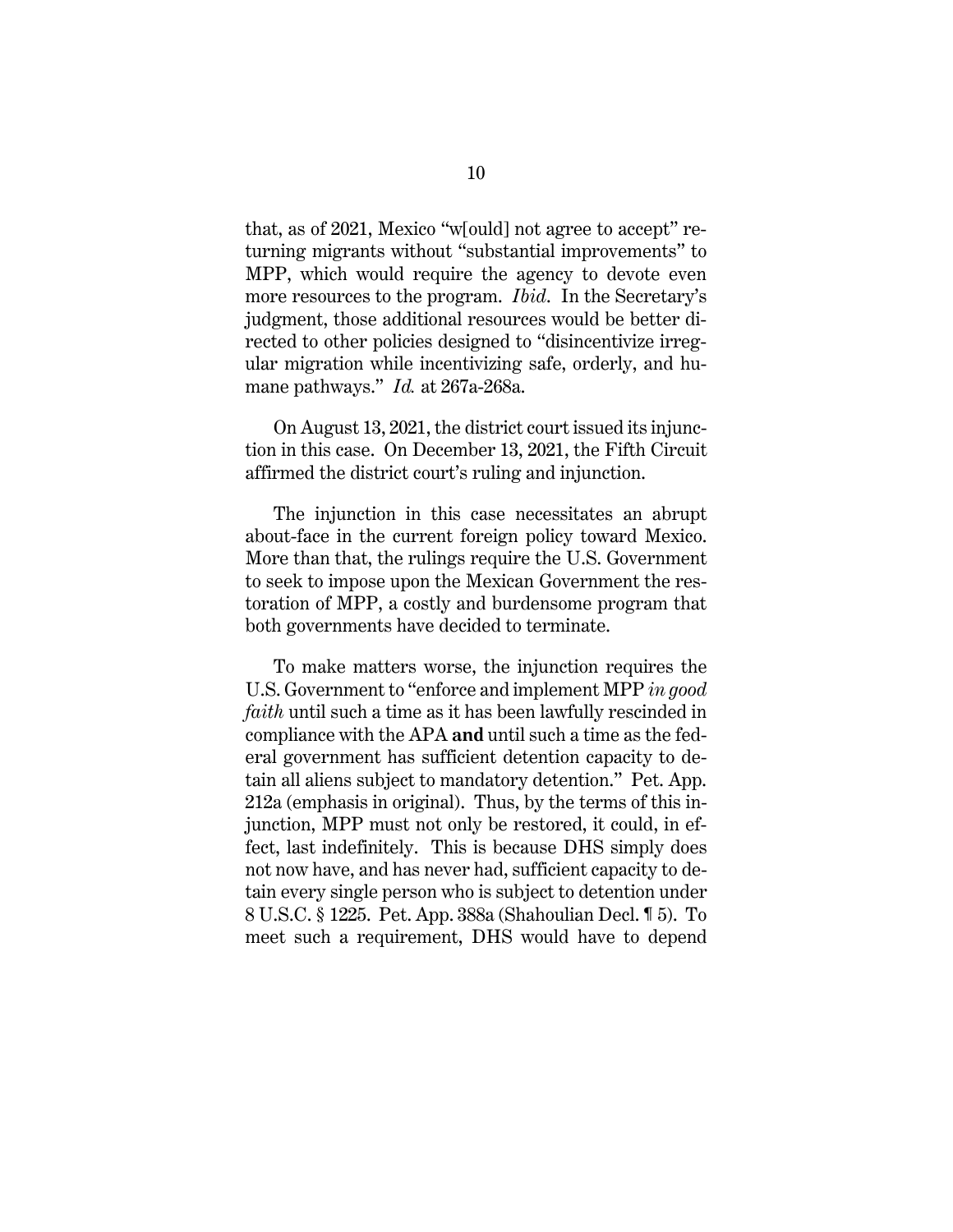that, as of 2021, Mexico "w[ould] not agree to accept" returning migrants without "substantial improvements" to MPP, which would require the agency to devote even more resources to the program. *Ibid*. In the Secretary's judgment, those additional resources would be better directed to other policies designed to "disincentivize irregular migration while incentivizing safe, orderly, and humane pathways." *Id.* at 267a-268a.

On August 13, 2021, the district court issued its injunction in this case. On December 13, 2021, the Fifth Circuit affirmed the district court's ruling and injunction.

The injunction in this case necessitates an abrupt about-face in the current foreign policy toward Mexico. More than that, the rulings require the U.S. Government to seek to impose upon the Mexican Government the restoration of MPP, a costly and burdensome program that both governments have decided to terminate.

To make matters worse, the injunction requires the U.S. Government to "enforce and implement MPP *in good faith* until such a time as it has been lawfully rescinded in compliance with the APA **and** until such a time as the federal government has sufficient detention capacity to detain all aliens subject to mandatory detention." Pet. App. 212a (emphasis in original). Thus, by the terms of this injunction, MPP must not only be restored, it could, in effect, last indefinitely. This is because DHS simply does not now have, and has never had, sufficient capacity to detain every single person who is subject to detention under 8 U.S.C. § 1225. Pet. App. 388a (Shahoulian Decl. ¶ 5). To meet such a requirement, DHS would have to depend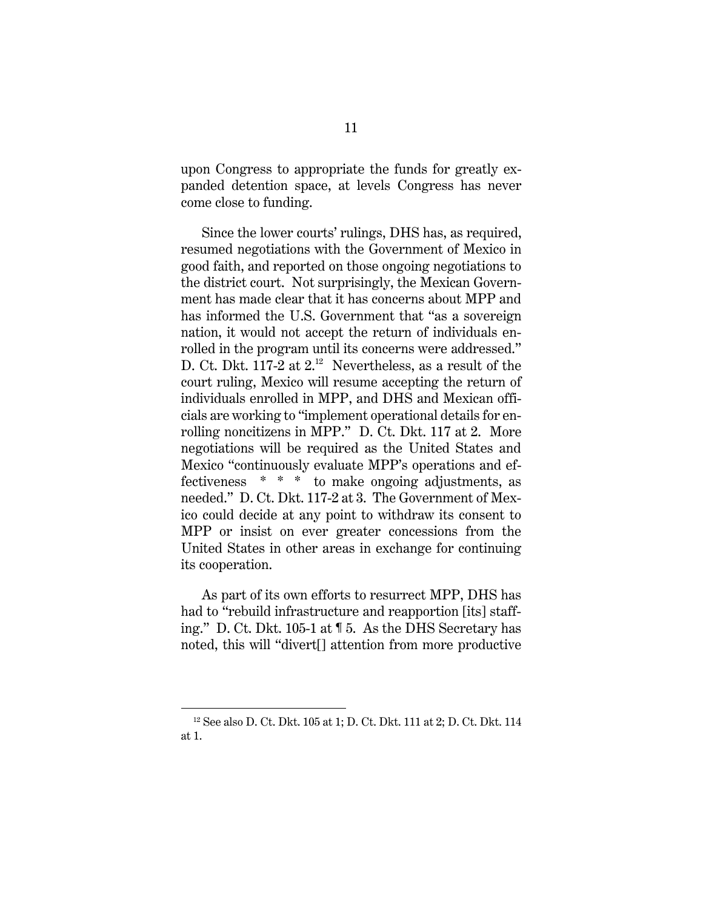upon Congress to appropriate the funds for greatly expanded detention space, at levels Congress has never come close to funding.

Since the lower courts' rulings, DHS has, as required, resumed negotiations with the Government of Mexico in good faith, and reported on those ongoing negotiations to the district court. Not surprisingly, the Mexican Government has made clear that it has concerns about MPP and has informed the U.S. Government that "as a sovereign nation, it would not accept the return of individuals enrolled in the program until its concerns were addressed." D. Ct. Dkt. 117-2 at 2.[12] Nevertheless, as a result of the court ruling, Mexico will resume accepting the return of individuals enrolled in MPP, and DHS and Mexican officials are working to "implement operational details for enrolling noncitizens in MPP." D. Ct. Dkt. 117 at 2. More negotiations will be required as the United States and Mexico "continuously evaluate MPP's operations and effectiveness * * * to make ongoing adjustments, as needed." D. Ct. Dkt. 117-2 at 3. The Government of Mexico could decide at any point to withdraw its consent to MPP or insist on ever greater concessions from the United States in other areas in exchange for continuing its cooperation.

As part of its own efforts to resurrect MPP, DHS has had to "rebuild infrastructure and reapportion [its] staffing." D. Ct. Dkt. 105-1 at ¶ 5. As the DHS Secretary has noted, this will "divert[] attention from more productive

---

[12] See also D. Ct. Dkt. 105 at 1; D. Ct. Dkt. 111 at 2; D. Ct. Dkt. 114 at 1.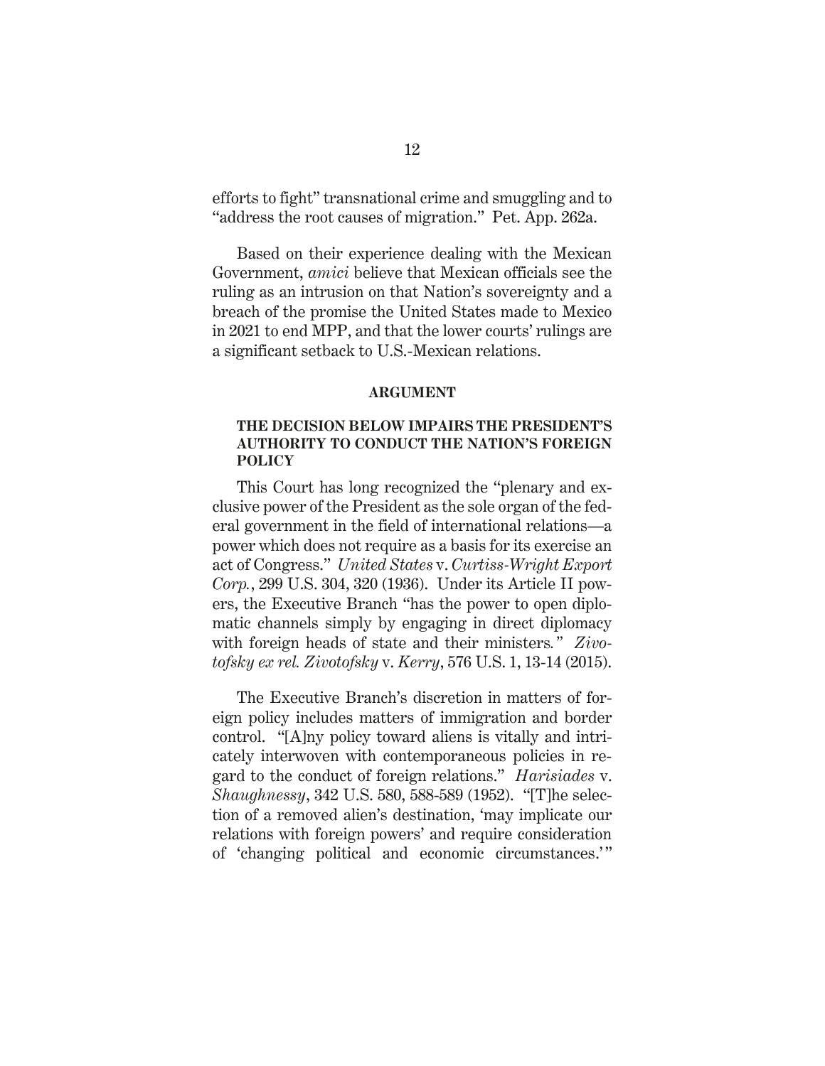efforts to fight" transnational crime and smuggling and to "address the root causes of migration." Pet. App. 262a.

Based on their experience dealing with the Mexican Government, *amici* believe that Mexican officials see the ruling as an intrusion on that Nation's sovereignty and a breach of the promise the United States made to Mexico in 2021 to end MPP, and that the lower courts' rulings are a significant setback to U.S.-Mexican relations.

## ARGUMENT

### THE DECISION BELOW IMPAIRS THE PRESIDENT'S AUTHORITY TO CONDUCT THE NATION'S FOREIGN POLICY

This Court has long recognized the "plenary and exclusive power of the President as the sole organ of the federal government in the field of international relations—a power which does not require as a basis for its exercise an act of Congress." *United States* v. *Curtiss-Wright Export Corp.*, 299 U.S. 304, 320 (1936). Under its Article II powers, the Executive Branch "has the power to open diplomatic channels simply by engaging in direct diplomacy with foreign heads of state and their ministers." *Zivotofsky ex rel. Zivotofsky* v. *Kerry*, 576 U.S. 1, 13-14 (2015).

The Executive Branch's discretion in matters of foreign policy includes matters of immigration and border control. "[A]ny policy toward aliens is vitally and intricately interwoven with contemporaneous policies in regard to the conduct of foreign relations." *Harisiades* v. *Shaughnessy*, 342 U.S. 580, 588-589 (1952). "[T]he selection of a removed alien's destination, 'may implicate our relations with foreign powers' and require consideration of 'changing political and economic circumstances.'"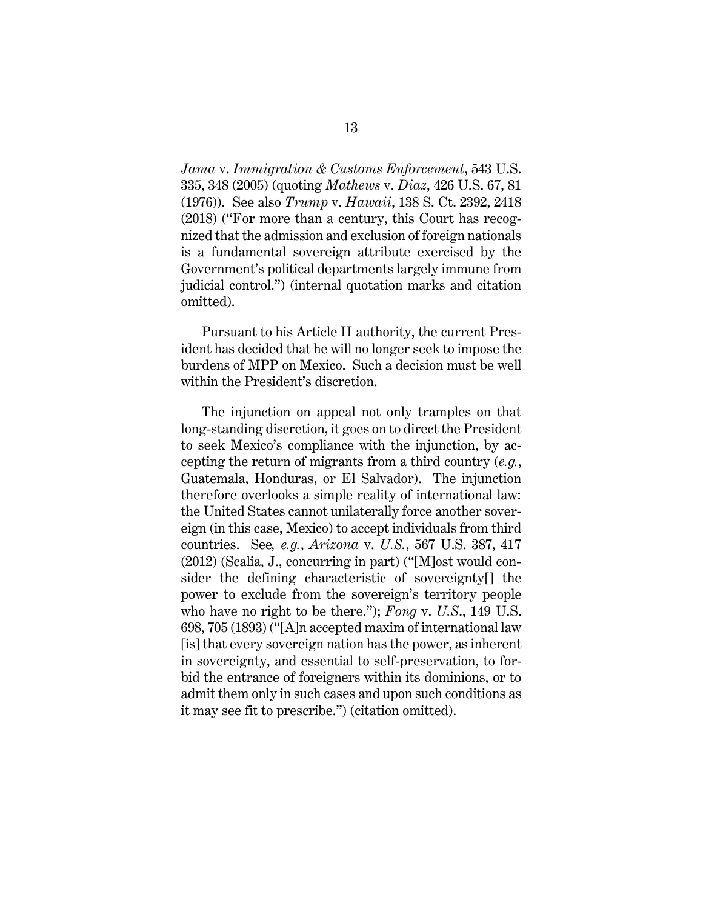*Jama* v. *Immigration & Customs Enforcement*, 543 U.S. 335, 348 (2005) (quoting *Mathews* v. *Diaz*, 426 U.S. 67, 81 (1976)). See also *Trump* v. *Hawaii*, 138 S. Ct. 2392, 2418 (2018) ("For more than a century, this Court has recognized that the admission and exclusion of foreign nationals is a fundamental sovereign attribute exercised by the Government's political departments largely immune from judicial control.") (internal quotation marks and citation omitted).

Pursuant to his Article II authority, the current President has decided that he will no longer seek to impose the burdens of MPP on Mexico. Such a decision must be well within the President's discretion.

The injunction on appeal not only tramples on that long-standing discretion, it goes on to direct the President to seek Mexico's compliance with the injunction, by accepting the return of migrants from a third country (*e.g.*, Guatemala, Honduras, or El Salvador). The injunction therefore overlooks a simple reality of international law: the United States cannot unilaterally force another sovereign (in this case, Mexico) to accept individuals from third countries. See*, e.g.*, *Arizona* v. *U.S.*, 567 U.S. 387, 417 (2012) (Scalia, J., concurring in part) ("[M]ost would consider the defining characteristic of sovereignty[] the power to exclude from the sovereign's territory people who have no right to be there."); *Fong* v. *U.S*., 149 U.S. 698, 705 (1893) ("[A]n accepted maxim of international law [is] that every sovereign nation has the power, as inherent in sovereignty, and essential to self-preservation, to forbid the entrance of foreigners within its dominions, or to admit them only in such cases and upon such conditions as it may see fit to prescribe.") (citation omitted).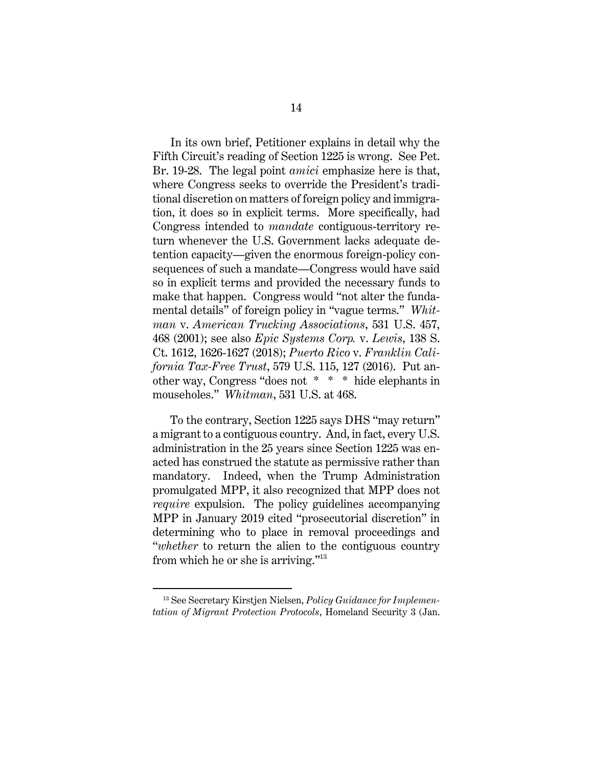In its own brief, Petitioner explains in detail why the Fifth Circuit's reading of Section 1225 is wrong. See Pet. Br. 19-28. The legal point *amici* emphasize here is that, where Congress seeks to override the President's traditional discretion on matters of foreign policy and immigration, it does so in explicit terms. More specifically, had Congress intended to *mandate* contiguous-territory return whenever the U.S. Government lacks adequate detention capacity—given the enormous foreign-policy consequences of such a mandate—Congress would have said so in explicit terms and provided the necessary funds to make that happen. Congress would "not alter the fundamental details" of foreign policy in "vague terms." *Whitman* v. *American Trucking Associations*, 531 U.S. 457, 468 (2001); see also *Epic Systems Corp.* v. *Lewis*, 138 S. Ct. 1612, 1626-1627 (2018); *Puerto Rico* v. *Franklin California Tax-Free Trust*, 579 U.S. 115, 127 (2016). Put another way, Congress "does not * * * hide elephants in mouseholes." *Whitman*, 531 U.S. at 468.

To the contrary, Section 1225 says DHS "may return" a migrant to a contiguous country. And, in fact, every U.S. administration in the 25 years since Section 1225 was enacted has construed the statute as permissive rather than mandatory. Indeed, when the Trump Administration promulgated MPP, it also recognized that MPP does not *require* expulsion. The policy guidelines accompanying MPP in January 2019 cited "prosecutorial discretion" in determining who to place in removal proceedings and "*whether* to return the alien to the contiguous country from which he or she is arriving."[13]

---

[13] See Secretary Kirstjen Nielsen, *Policy Guidance for Implementation of Migrant Protection Protocols*, Homeland Security 3 (Jan.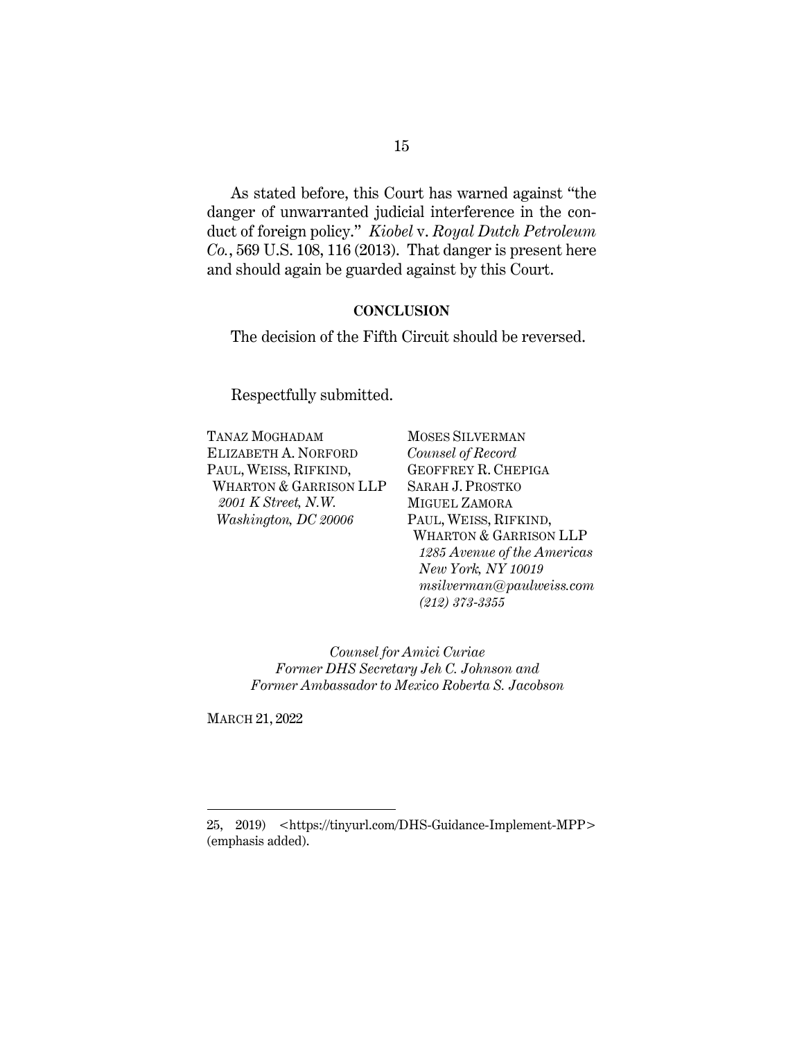As stated before, this Court has warned against "the danger of unwarranted judicial interference in the conduct of foreign policy." *Kiobel* v. *Royal Dutch Petroleum Co.*, 569 U.S. 108, 116 (2013). That danger is present here and should again be guarded against by this Court.

## CONCLUSION

The decision of the Fifth Circuit should be reversed.

Respectfully submitted.

TANAZ MOGHADAM
ELIZABETH A. NORFORD
PAUL, WEISS, RIFKIND,
WHARTON & GARRISON LLP
*2001 K Street, N.W.*
*Washington, DC 20006*

MOSES SILVERMAN
*Counsel of Record*
GEOFFREY R. CHEPIGA
SARAH J. PROSTKO
MIGUEL ZAMORA
PAUL, WEISS, RIFKIND,
WHARTON & GARRISON LLP
*1285 Avenue of the Americas*
*New York, NY 10019*
*msilverman@paulweiss.com*
*(212) 373-3355*

*Counsel for Amici Curiae*
*Former DHS Secretary Jeh C. Johnson and*
*Former Ambassador to Mexico Roberta S. Jacobson*

MARCH 21, 2022

---

25, 2019) <https://tinyurl.com/DHS-Guidance-Implement-MPP> (emphasis added).